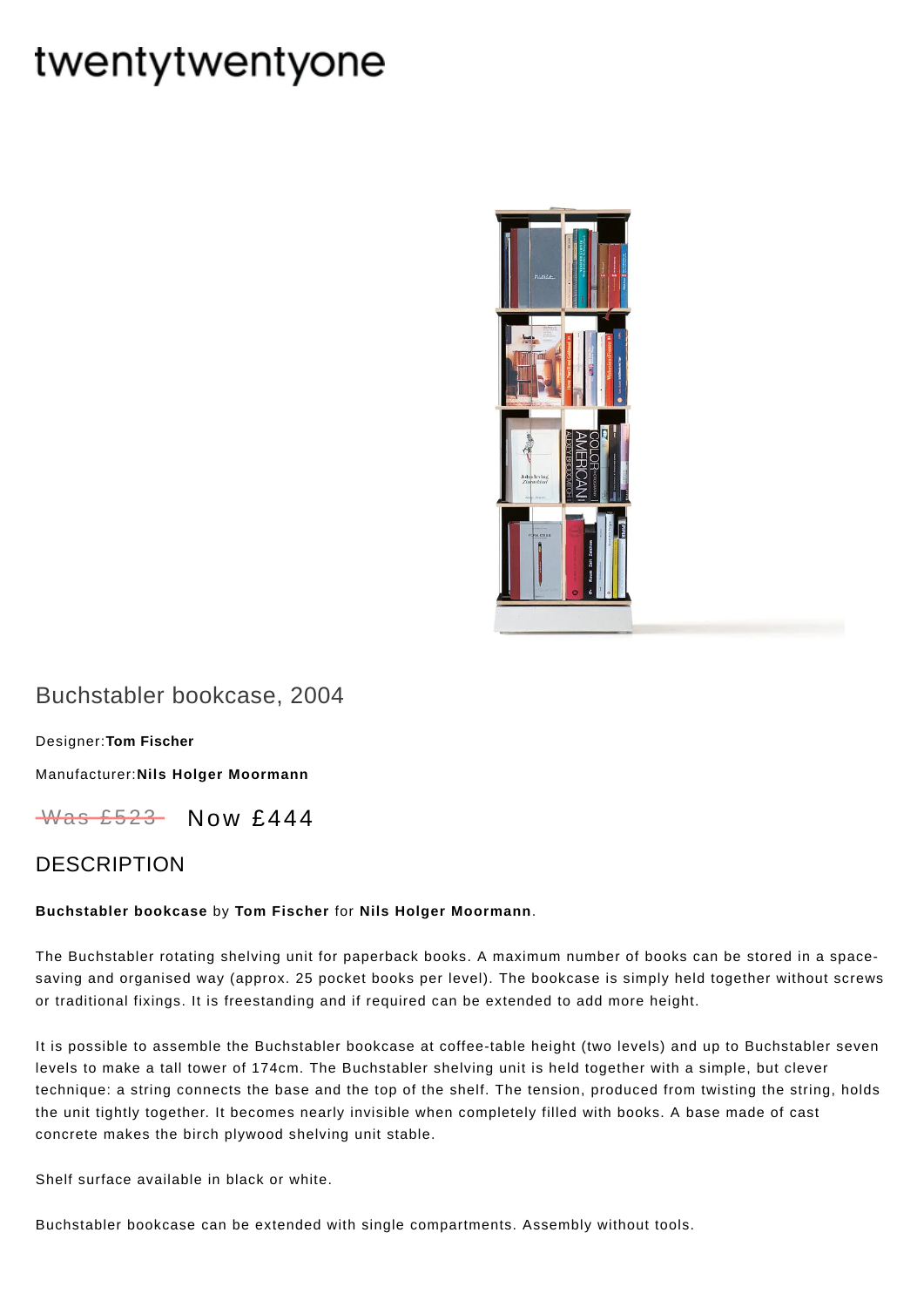twentytwentyone

# Buchstabler bookcase, 2004

Designer:**Tom Fischer**

Manufacturer:**Nils Holger Moormann**

~~Was £523~~ Now £444

## DESCRIPTION

**Buchstabler bookcase** by **Tom Fischer** for **Nils Holger Moormann**.

The Buchstabler rotating shelving unit for paperback books. A maximum number of books can be stored in a space-saving and organised way (approx. 25 pocket books per level). The bookcase is simply held together without screws or traditional fixings. It is freestanding and if required can be extended to add more height.

It is possible to assemble the Buchstabler bookcase at coffee-table height (two levels) and up to Buchstabler seven levels to make a tall tower of 174cm. The Buchstabler shelving unit is held together with a simple, but clever technique: a string connects the base and the top of the shelf. The tension, produced from twisting the string, holds the unit tightly together. It becomes nearly invisible when completely filled with books. A base made of cast concrete makes the birch plywood shelving unit stable.

Shelf surface available in black or white.

Buchstabler bookcase can be extended with single compartments. Assembly without tools.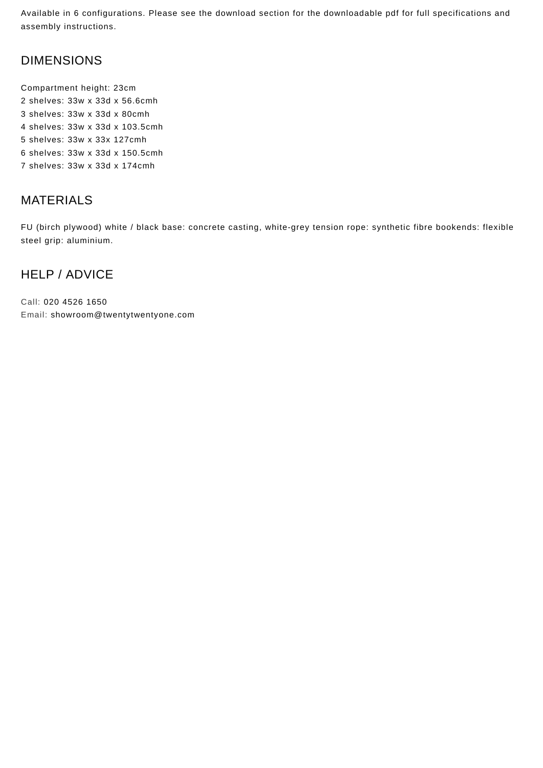Available in 6 configurations. Please see the download section for the downloadable pdf for full specifications and assembly instructions.

## DIMENSIONS

Compartment height: 23cm
2 shelves: 33w x 33d x 56.6cmh
3 shelves: 33w x 33d x 80cmh
4 shelves: 33w x 33d x 103.5cmh
5 shelves: 33w x 33x 127cmh
6 shelves: 33w x 33d x 150.5cmh
7 shelves: 33w x 33d x 174cmh

## MATERIALS

FU (birch plywood) white / black base: concrete casting, white-grey tension rope: synthetic fibre bookends: flexible steel grip: aluminium.

## HELP / ADVICE

Call: 020 4526 1650
Email: showroom@twentytwentyone.com